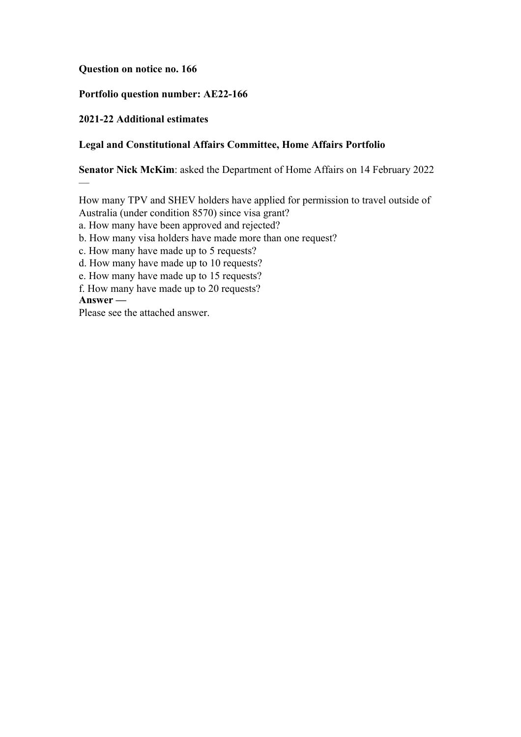**Question on notice no. 166**

**Portfolio question number: AE22-166**

**2021-22 Additional estimates**

**Legal and Constitutional Affairs Committee, Home Affairs Portfolio**

**Senator Nick McKim**: asked the Department of Home Affairs on 14 February 2022 —

How many TPV and SHEV holders have applied for permission to travel outside of Australia (under condition 8570) since visa grant?

a. How many have been approved and rejected?

b. How many visa holders have made more than one request?

c. How many have made up to 5 requests?

d. How many have made up to 10 requests?

e. How many have made up to 15 requests?

f. How many have made up to 20 requests?

**Answer —**

Please see the attached answer.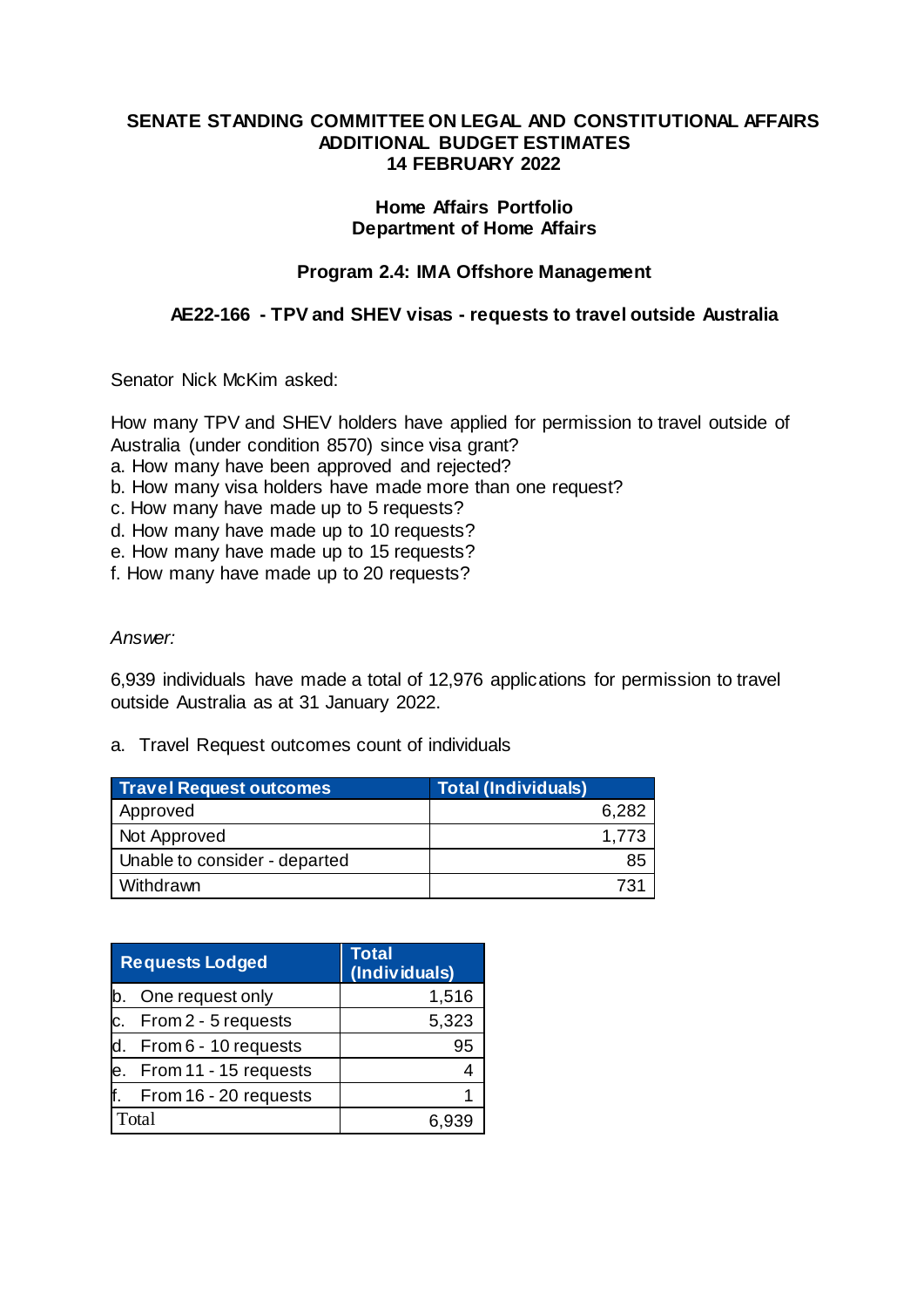**SENATE STANDING COMMITTEE ON LEGAL AND CONSTITUTIONAL AFFAIRS**
**ADDITIONAL BUDGET ESTIMATES**
**14 FEBRUARY 2022**

**Home Affairs Portfolio**
**Department of Home Affairs**

**Program 2.4: IMA Offshore Management**

**AE22-166 - TPV and SHEV visas - requests to travel outside Australia**

Senator Nick McKim asked:

How many TPV and SHEV holders have applied for permission to travel outside of Australia (under condition 8570) since visa grant?
a. How many have been approved and rejected?
b. How many visa holders have made more than one request?
c. How many have made up to 5 requests?
d. How many have made up to 10 requests?
e. How many have made up to 15 requests?
f. How many have made up to 20 requests?

*Answer:*

6,939 individuals have made a total of 12,976 applications for permission to travel outside Australia as at 31 January 2022.

a. Travel Request outcomes count of individuals

| Travel Request outcomes | Total (Individuals) |
| --- | --- |
| Approved | 6,282 |
| Not Approved | 1,773 |
| Unable to consider - departed | 85 |
| Withdrawn | 731 |

| Requests Lodged | Total (Individuals) |
| --- | --- |
| b. One request only | 1,516 |
| c. From 2 - 5 requests | 5,323 |
| d. From 6 - 10 requests | 95 |
| e. From 11 - 15 requests | 4 |
| f. From 16 - 20 requests | 1 |
| Total | 6,939 |